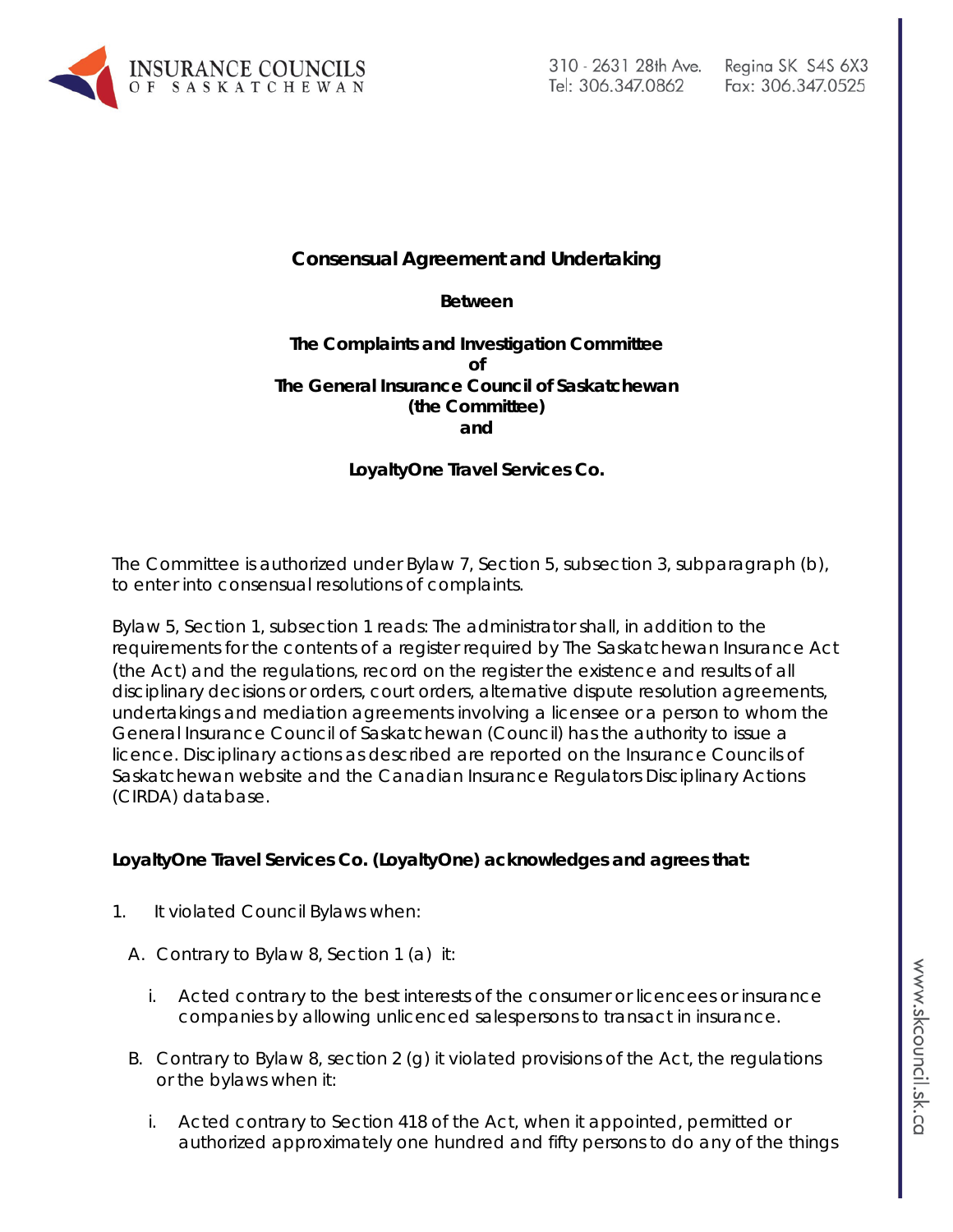INSURANCE COUNCILS OF SASKATCHEWAN

310 - 2631 28th Ave. Regina SK S4S 6X3
Tel: 306.347.0862 Fax: 306.347.0525

**Consensual Agreement and Undertaking**

**Between**

**The Complaints and Investigation Committee**
**of**
**The General Insurance Council of Saskatchewan**
**(the Committee)**
**and**

**LoyaltyOne Travel Services Co.**

The Committee is authorized under Bylaw 7, Section 5, subsection 3, subparagraph (b), to enter into consensual resolutions of complaints.

Bylaw 5, Section 1, subsection 1 reads: The administrator shall, in addition to the requirements for the contents of a register required by The Saskatchewan Insurance Act (the Act) and the regulations, record on the register the existence and results of all disciplinary decisions or orders, court orders, alternative dispute resolution agreements, undertakings and mediation agreements involving a licensee or a person to whom the General Insurance Council of Saskatchewan (Council) has the authority to issue a licence. Disciplinary actions as described are reported on the Insurance Councils of Saskatchewan website and the Canadian Insurance Regulators Disciplinary Actions (CIRDA) database.

**LoyaltyOne Travel Services Co. (LoyaltyOne) acknowledges and agrees that:**

1. It violated Council Bylaws when:

   A. Contrary to Bylaw 8, Section 1 (a) it:

      i. Acted contrary to the best interests of the consumer or licencees or insurance companies by allowing unlicenced salespersons to transact in insurance.

   B. Contrary to Bylaw 8, section 2 (g) it violated provisions of the Act, the regulations or the bylaws when it:

      i. Acted contrary to Section 418 of the Act, when it appointed, permitted or authorized approximately one hundred and fifty persons to do any of the things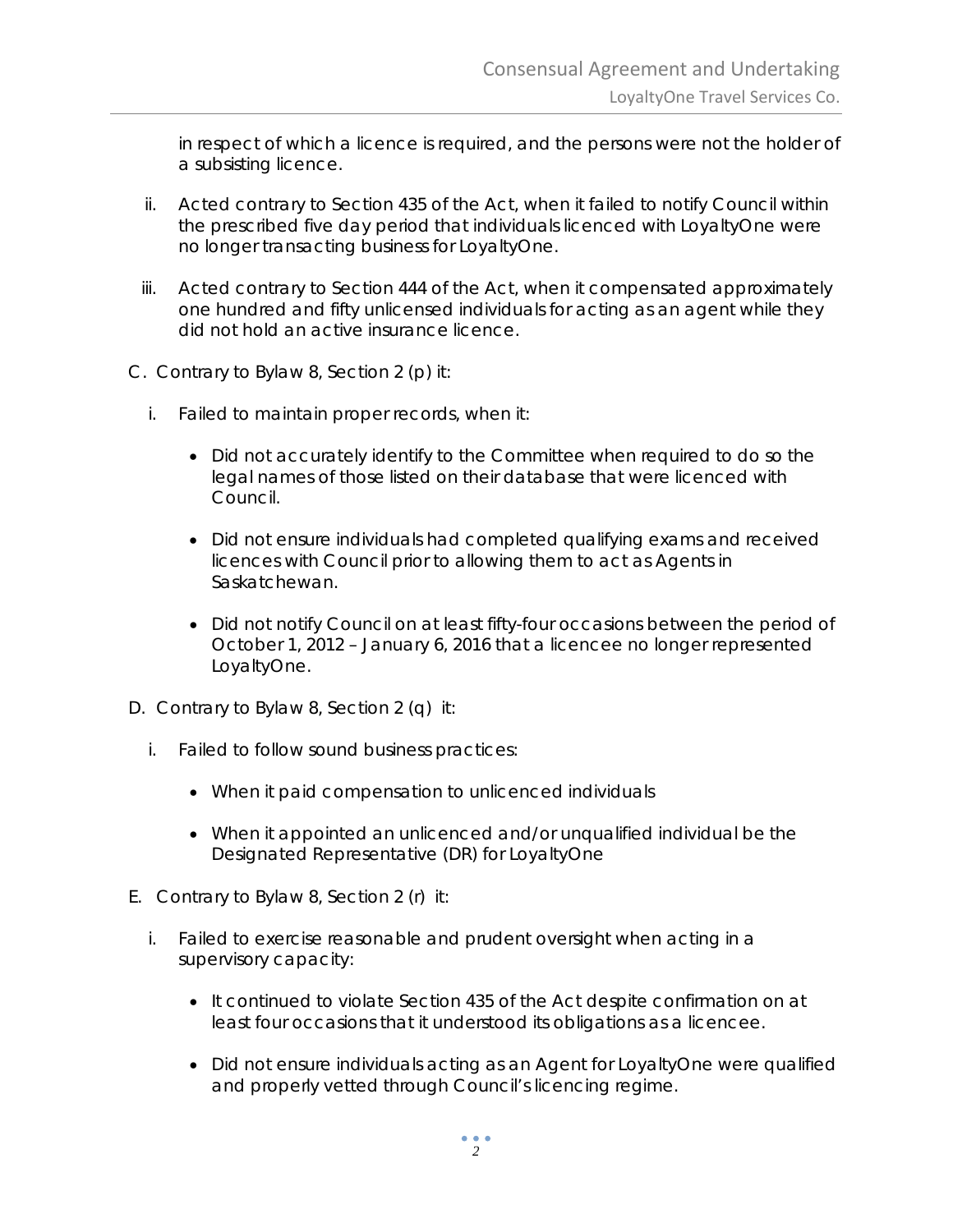in respect of which a licence is required, and the persons were not the holder of a subsisting licence.

ii. Acted contrary to Section 435 of the Act, when it failed to notify Council within the prescribed five day period that individuals licenced with LoyaltyOne were no longer transacting business for LoyaltyOne.

iii. Acted contrary to Section 444 of the Act, when it compensated approximately one hundred and fifty unlicensed individuals for acting as an agent while they did not hold an active insurance licence.

C. Contrary to Bylaw 8, Section 2 (p) it:

i. Failed to maintain proper records, when it:

- Did not accurately identify to the Committee when required to do so the legal names of those listed on their database that were licenced with Council.
- Did not ensure individuals had completed qualifying exams and received licences with Council prior to allowing them to act as Agents in Saskatchewan.
- Did not notify Council on at least fifty-four occasions between the period of October 1, 2012 – January 6, 2016 that a licencee no longer represented LoyaltyOne.

D. Contrary to Bylaw 8, Section 2 (q) it:

i. Failed to follow sound business practices:

- When it paid compensation to unlicenced individuals
- When it appointed an unlicenced and/or unqualified individual be the Designated Representative (DR) for LoyaltyOne

E. Contrary to Bylaw 8, Section 2 (r) it:

i. Failed to exercise reasonable and prudent oversight when acting in a supervisory capacity:

- It continued to violate Section 435 of the Act despite confirmation on at least four occasions that it understood its obligations as a licencee.
- Did not ensure individuals acting as an Agent for LoyaltyOne were qualified and properly vetted through Council's licencing regime.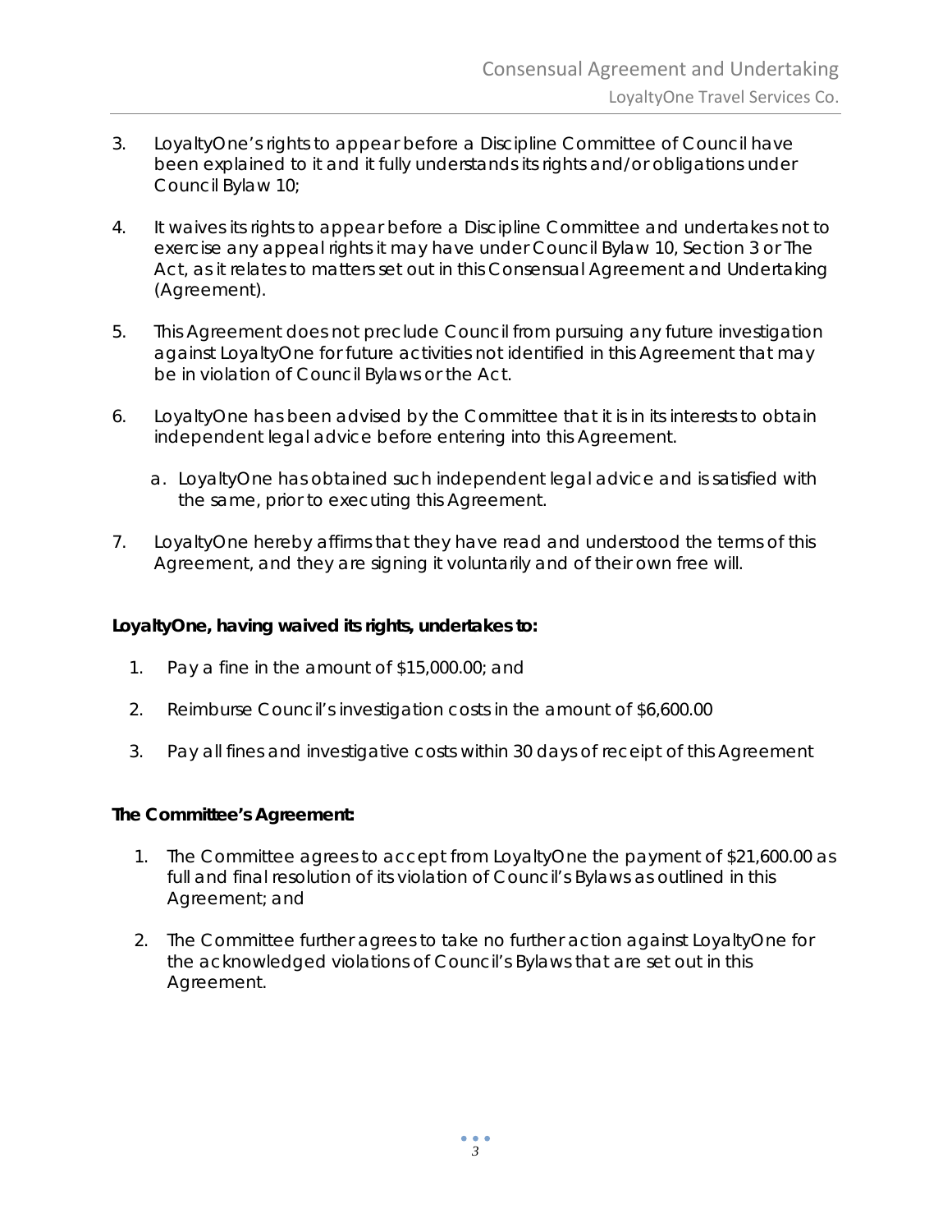3. LoyaltyOne's rights to appear before a Discipline Committee of Council have been explained to it and it fully understands its rights and/or obligations under Council Bylaw 10;

4. It waives its rights to appear before a Discipline Committee and undertakes not to exercise any appeal rights it may have under Council Bylaw 10, Section 3 or The Act, as it relates to matters set out in this Consensual Agreement and Undertaking (Agreement).

5. This Agreement does not preclude Council from pursuing any future investigation against LoyaltyOne for future activities not identified in this Agreement that may be in violation of Council Bylaws or the Act.

6. LoyaltyOne has been advised by the Committee that it is in its interests to obtain independent legal advice before entering into this Agreement.

   a. LoyaltyOne has obtained such independent legal advice and is satisfied with the same, prior to executing this Agreement.

7. LoyaltyOne hereby affirms that they have read and understood the terms of this Agreement, and they are signing it voluntarily and of their own free will.

**LoyaltyOne, having waived its rights, undertakes to:**

1. Pay a fine in the amount of $15,000.00; and
2. Reimburse Council's investigation costs in the amount of $6,600.00
3. Pay all fines and investigative costs within 30 days of receipt of this Agreement

**The Committee's Agreement:**

1. The Committee agrees to accept from LoyaltyOne the payment of $21,600.00 as full and final resolution of its violation of Council's Bylaws as outlined in this Agreement; and
2. The Committee further agrees to take no further action against LoyaltyOne for the acknowledged violations of Council's Bylaws that are set out in this Agreement.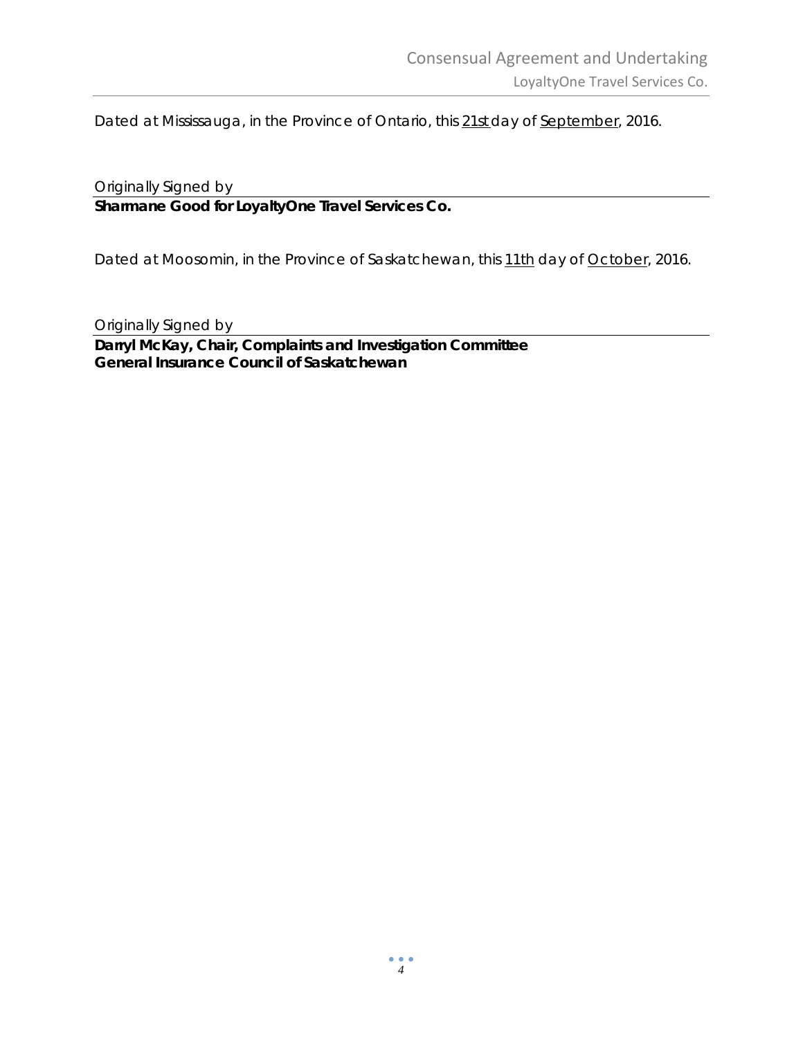Dated at Mississauga, in the Province of Ontario, this 21st day of September, 2016.

*Originally Signed by*

**Sharmane Good for LoyaltyOne Travel Services Co.**

Dated at Moosomin, in the Province of Saskatchewan, this 11th day of October, 2016.

*Originally Signed by*

**Darryl McKay, Chair, Complaints and Investigation Committee**
**General Insurance Council of Saskatchewan**